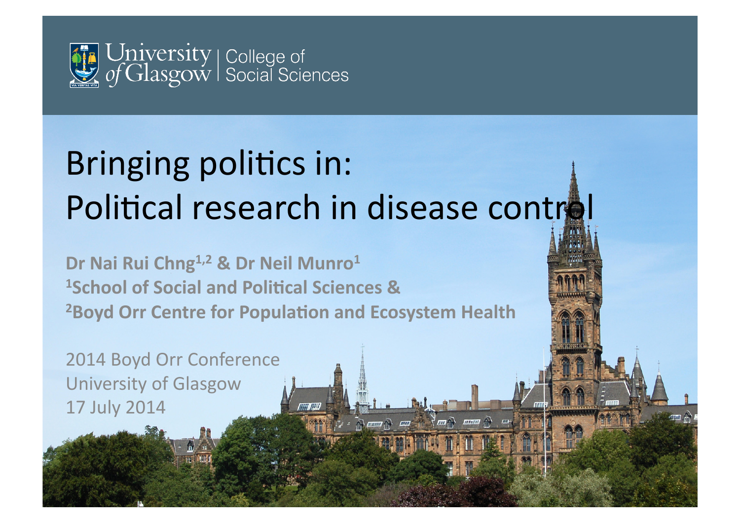University of Glasgow | College of Social Sciences

# Bringing politics in: Political research in disease control

**Dr Nai Rui Chng[1,2] & Dr Neil Munro[1]**
**[1]School of Social and Political Sciences &**
**[2]Boyd Orr Centre for Population and Ecosystem Health**

2014 Boyd Orr Conference
University of Glasgow
17 July 2014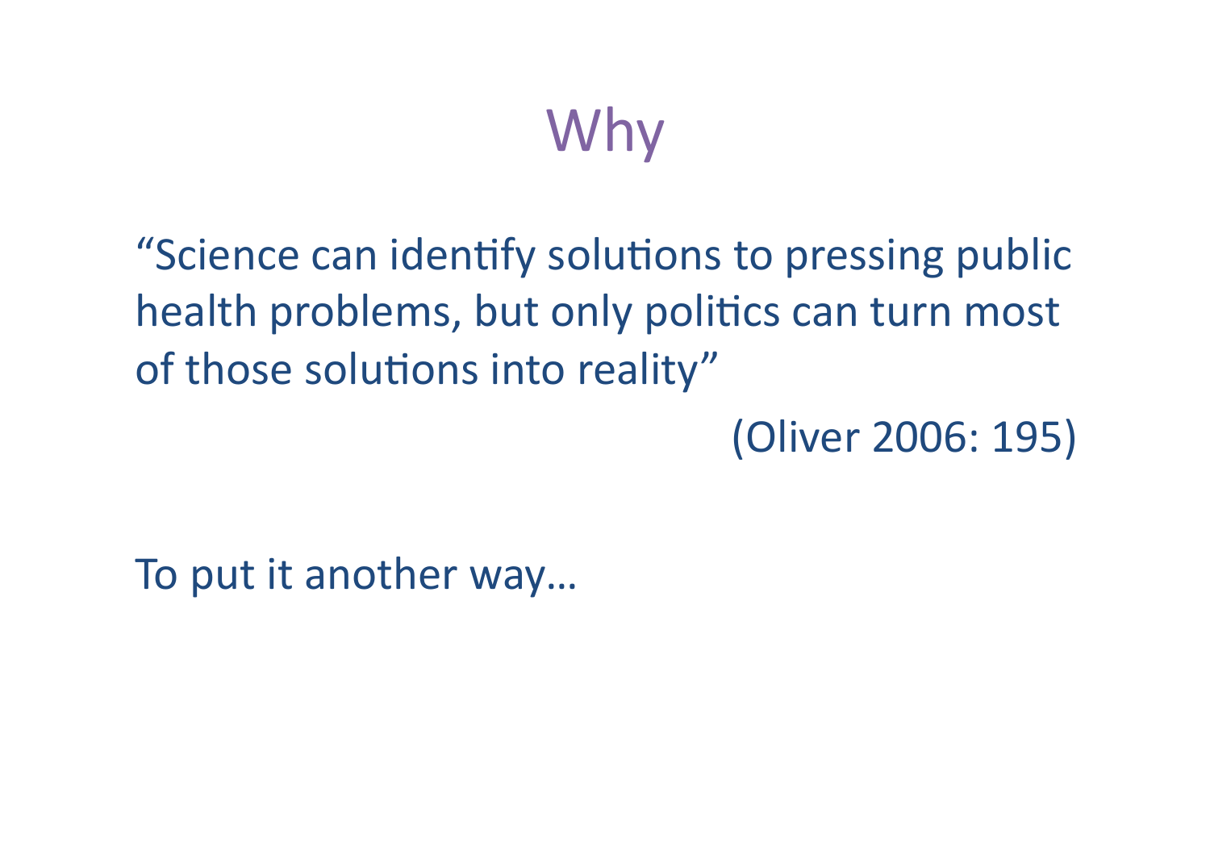# Why

"Science can identify solutions to pressing public health problems, but only politics can turn most of those solutions into reality"

(Oliver 2006: 195)

To put it another way…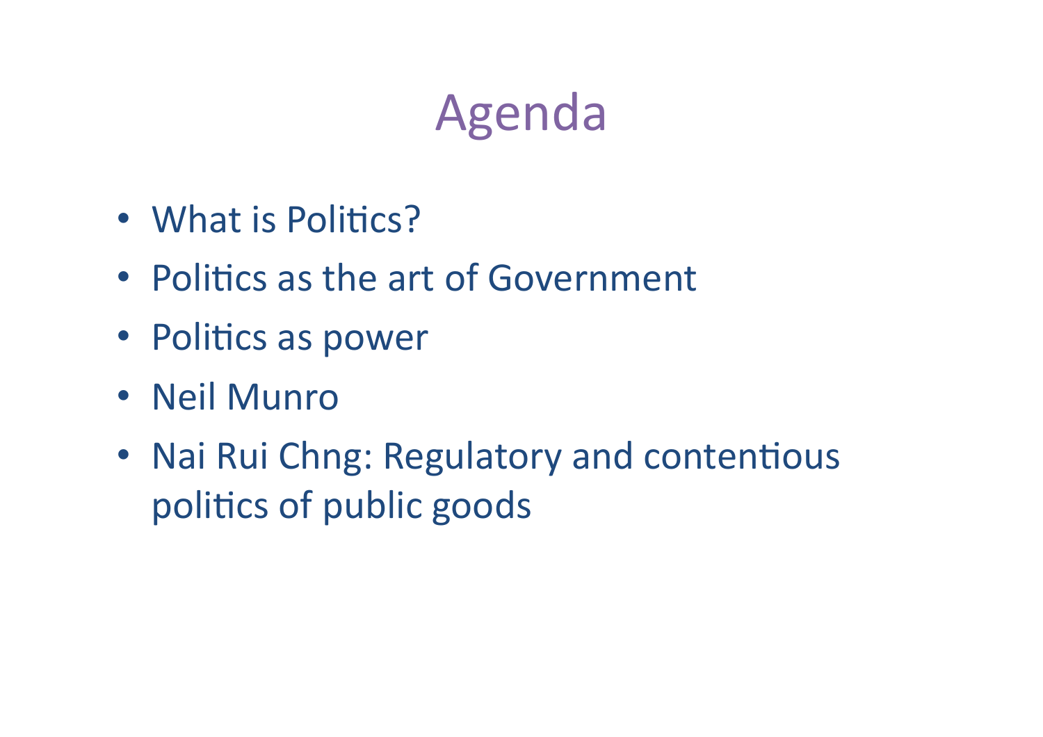# Agenda

- What is Politics?
- Politics as the art of Government
- Politics as power
- Neil Munro
- Nai Rui Chng: Regulatory and contentious politics of public goods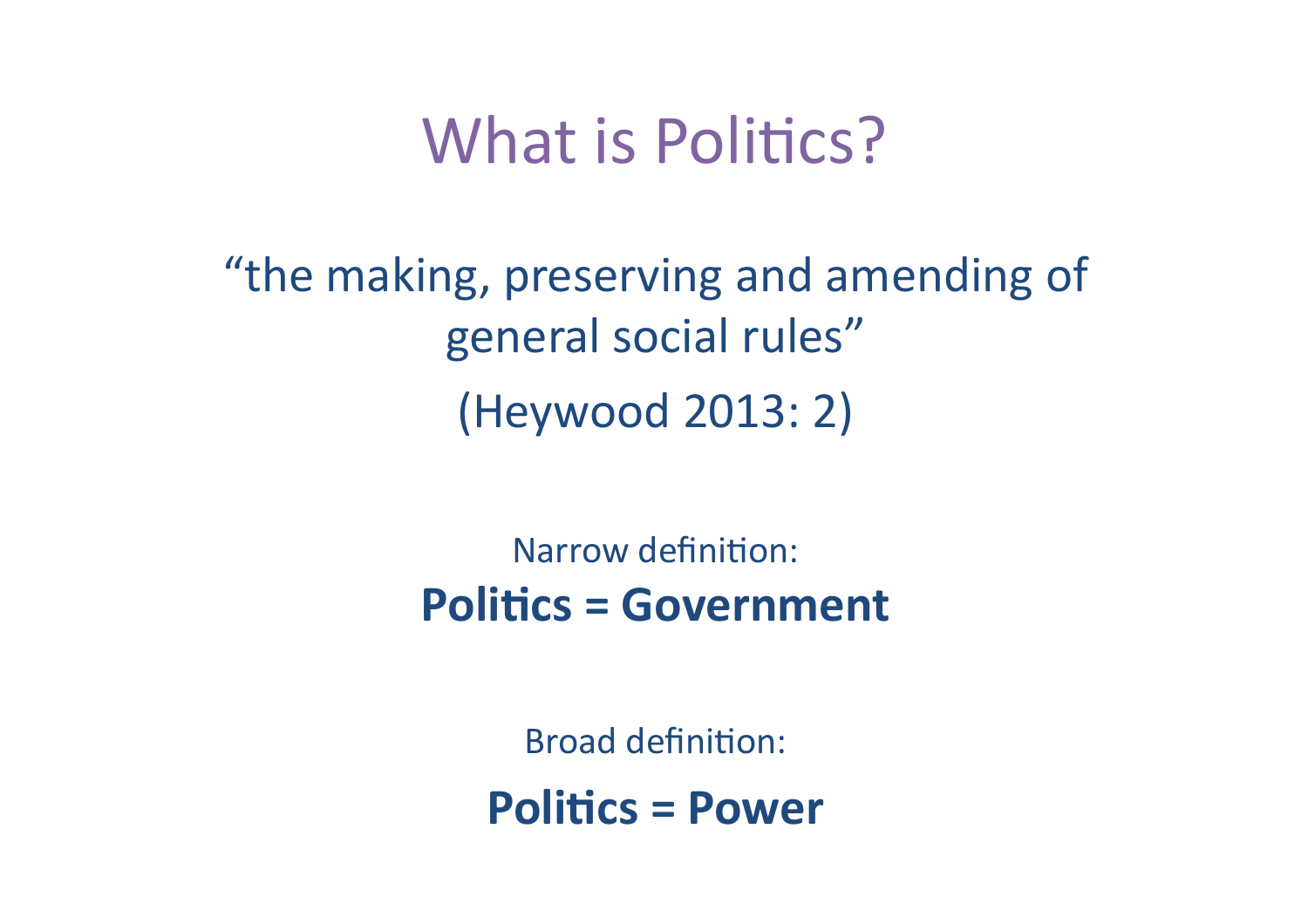# What is Politics?

"the making, preserving and amending of general social rules"

(Heywood 2013: 2)

Narrow definition:

**Politics = Government**

Broad definition:

**Politics = Power**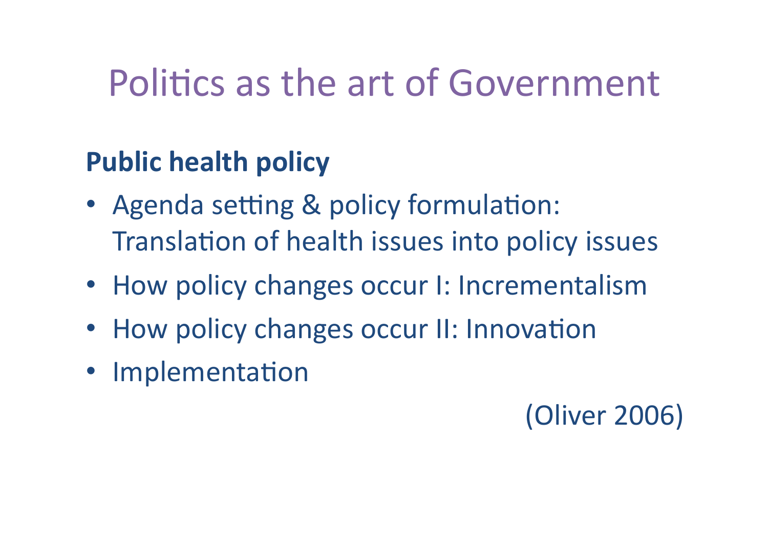# Politics as the art of Government

**Public health policy**

- Agenda setting & policy formulation: Translation of health issues into policy issues
- How policy changes occur I: Incrementalism
- How policy changes occur II: Innovation
- Implementation

(Oliver 2006)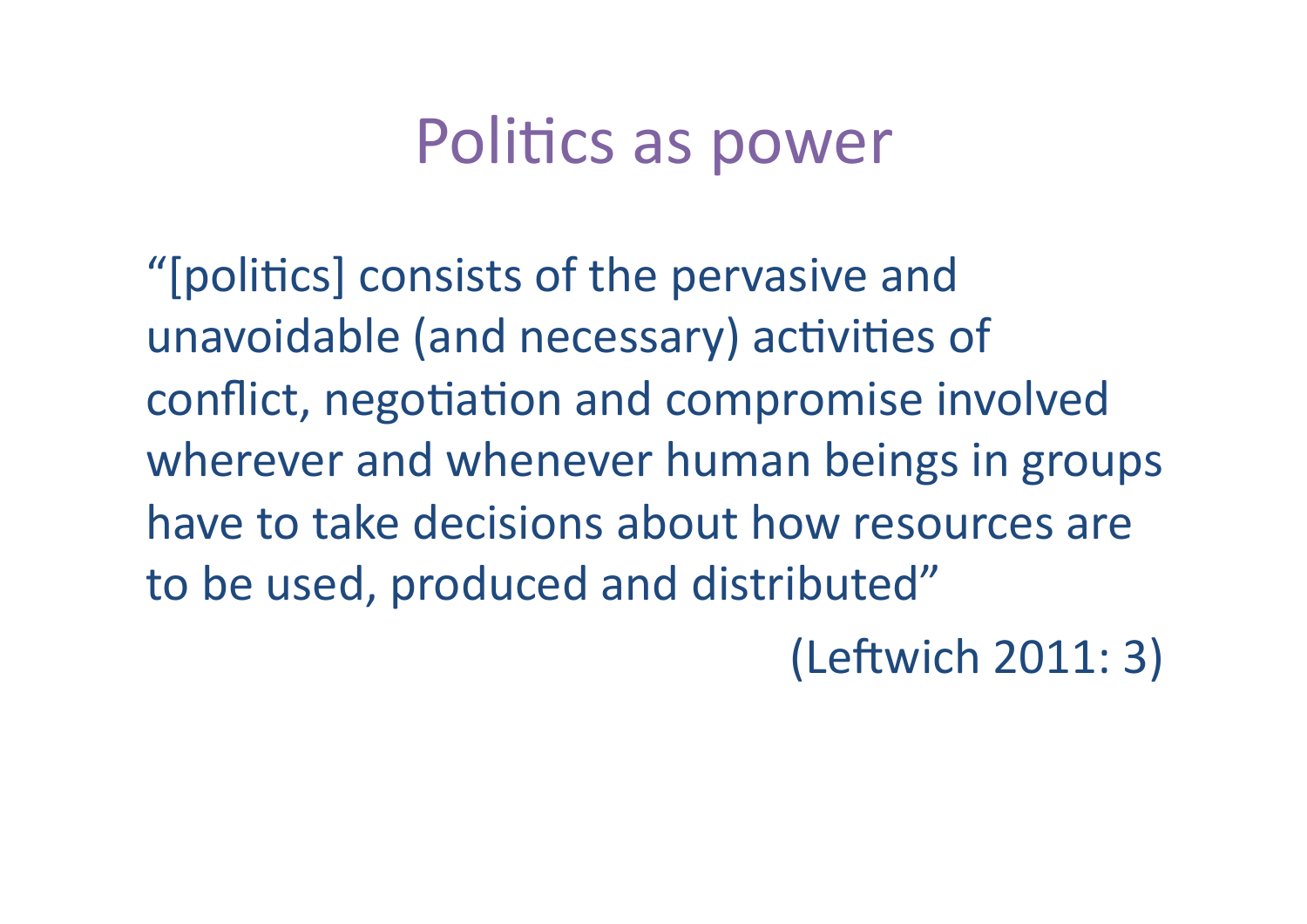# Politics as power

"[politics] consists of the pervasive and unavoidable (and necessary) activities of conflict, negotiation and compromise involved wherever and whenever human beings in groups have to take decisions about how resources are to be used, produced and distributed"

(Leftwich 2011: 3)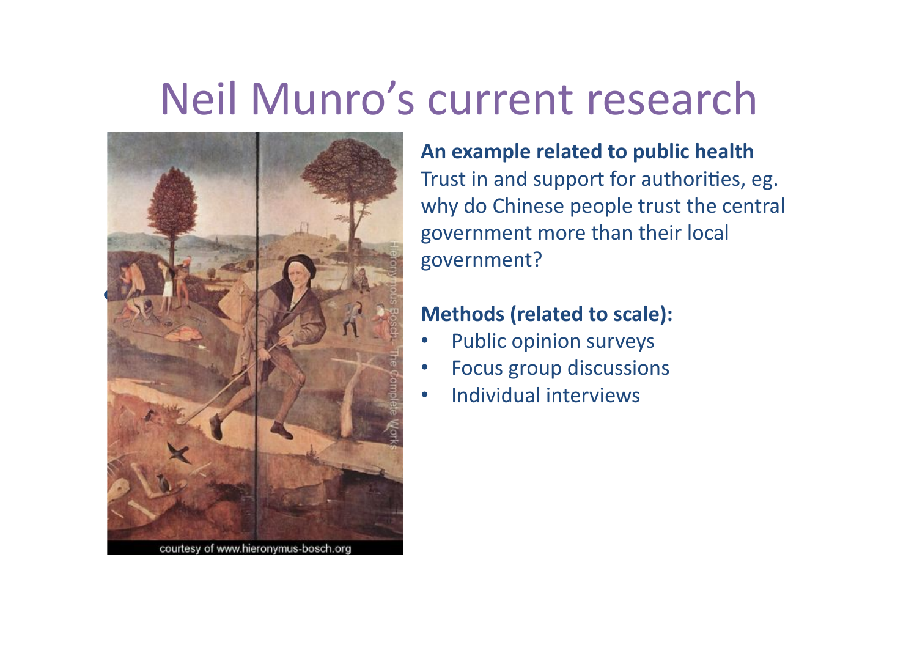# Neil Munro's current research

courtesy of www.hieronymus-bosch.org

**An example related to public health**
Trust in and support for authorities, eg. why do Chinese people trust the central government more than their local government?

**Methods (related to scale):**

- Public opinion surveys
- Focus group discussions
- Individual interviews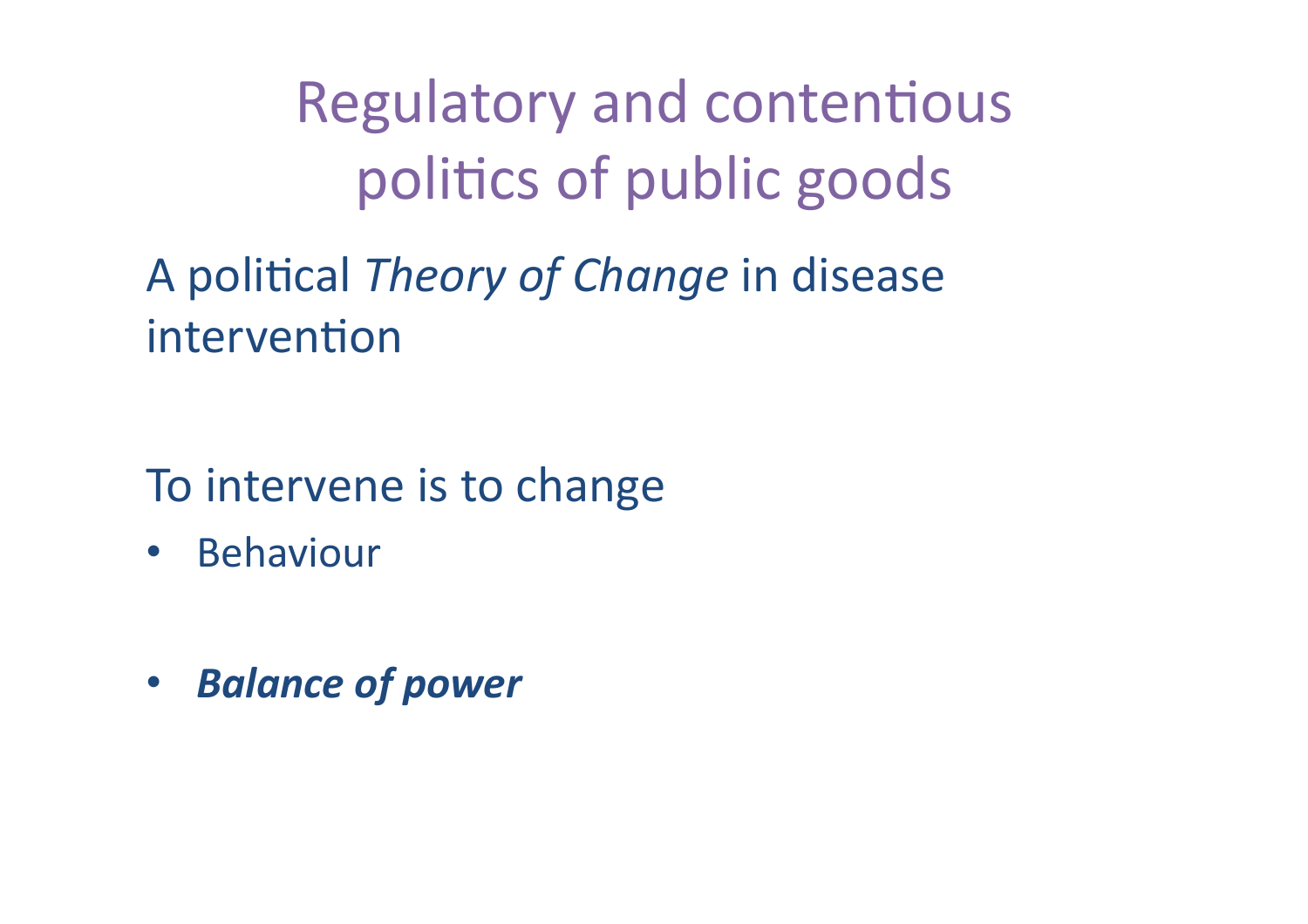# Regulatory and contentious politics of public goods

A political *Theory of Change* in disease intervention

To intervene is to change

- Behaviour

- ***Balance of power***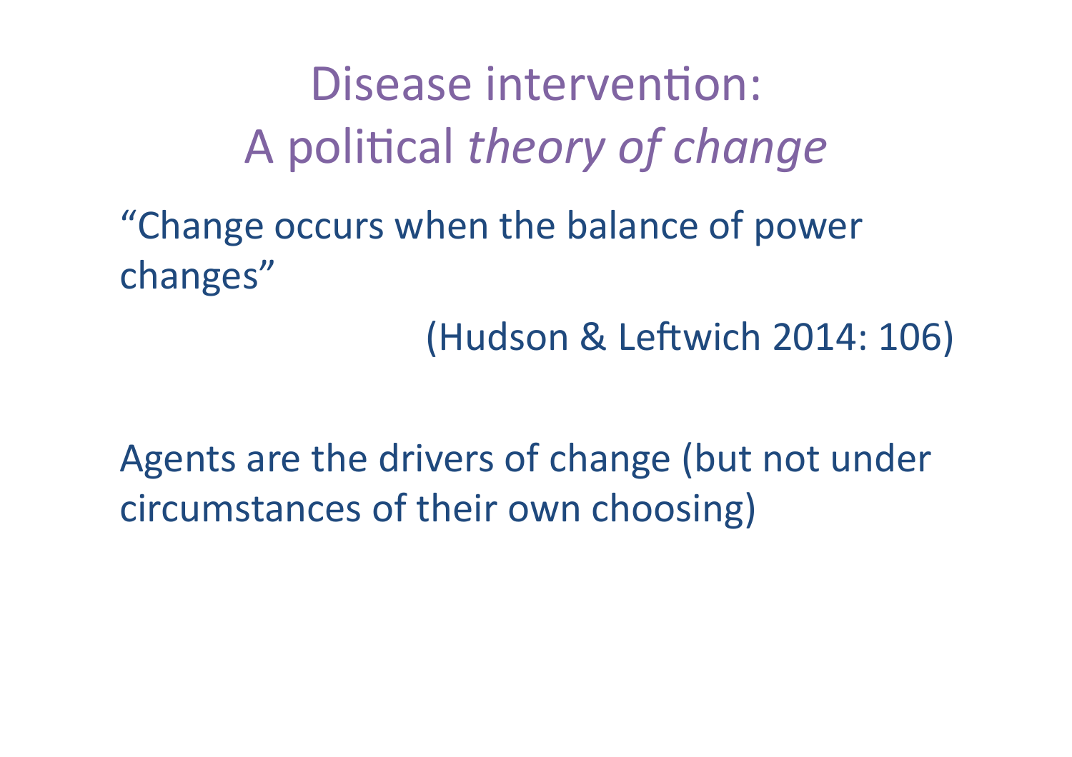# Disease intervention: A political *theory of change*

"Change occurs when the balance of power changes"

(Hudson & Leftwich 2014: 106)

Agents are the drivers of change (but not under circumstances of their own choosing)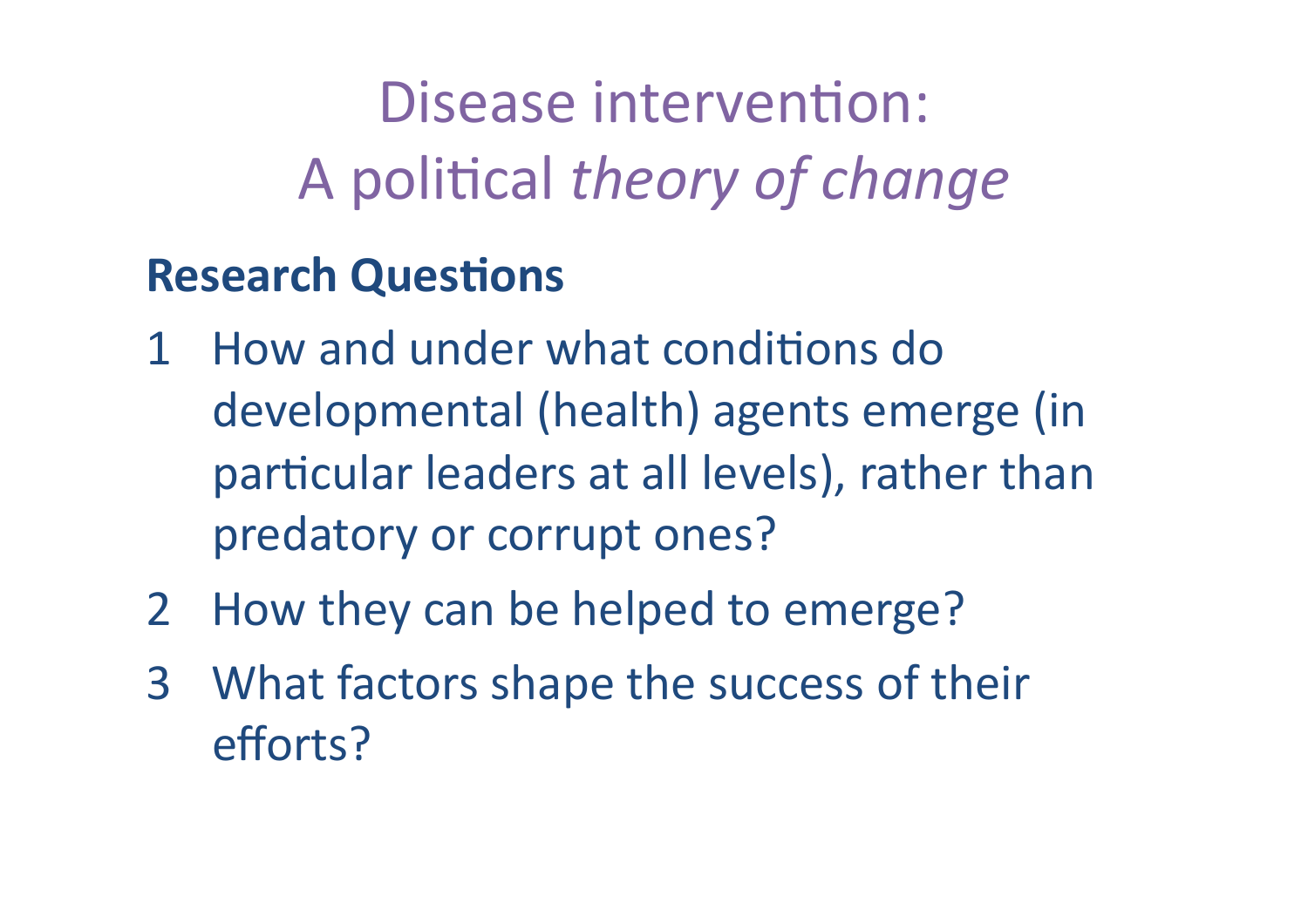# Disease intervention: A political *theory of change*

**Research Questions**

1. How and under what conditions do developmental (health) agents emerge (in particular leaders at all levels), rather than predatory or corrupt ones?
2. How they can be helped to emerge?
3. What factors shape the success of their efforts?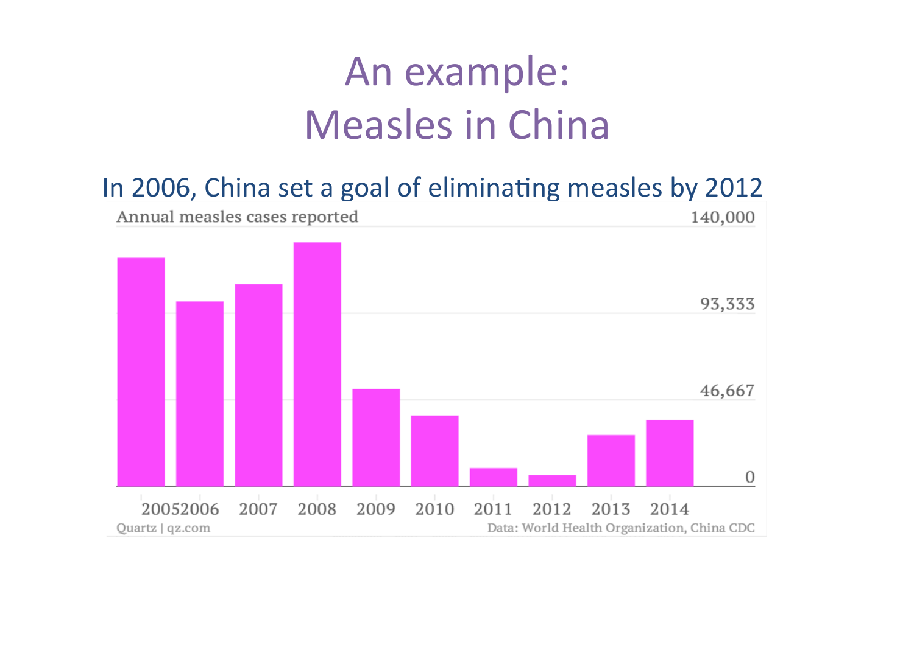# An example:
# Measles in China

In 2006, China set a goal of eliminating measles by 2012

Annual measles cases reported

140,000

93,333

46,667

0

2005 2006 2007 2008 2009 2010 2011 2012 2013 2014

Quartz | qz.com

Data: World Health Organization, China CDC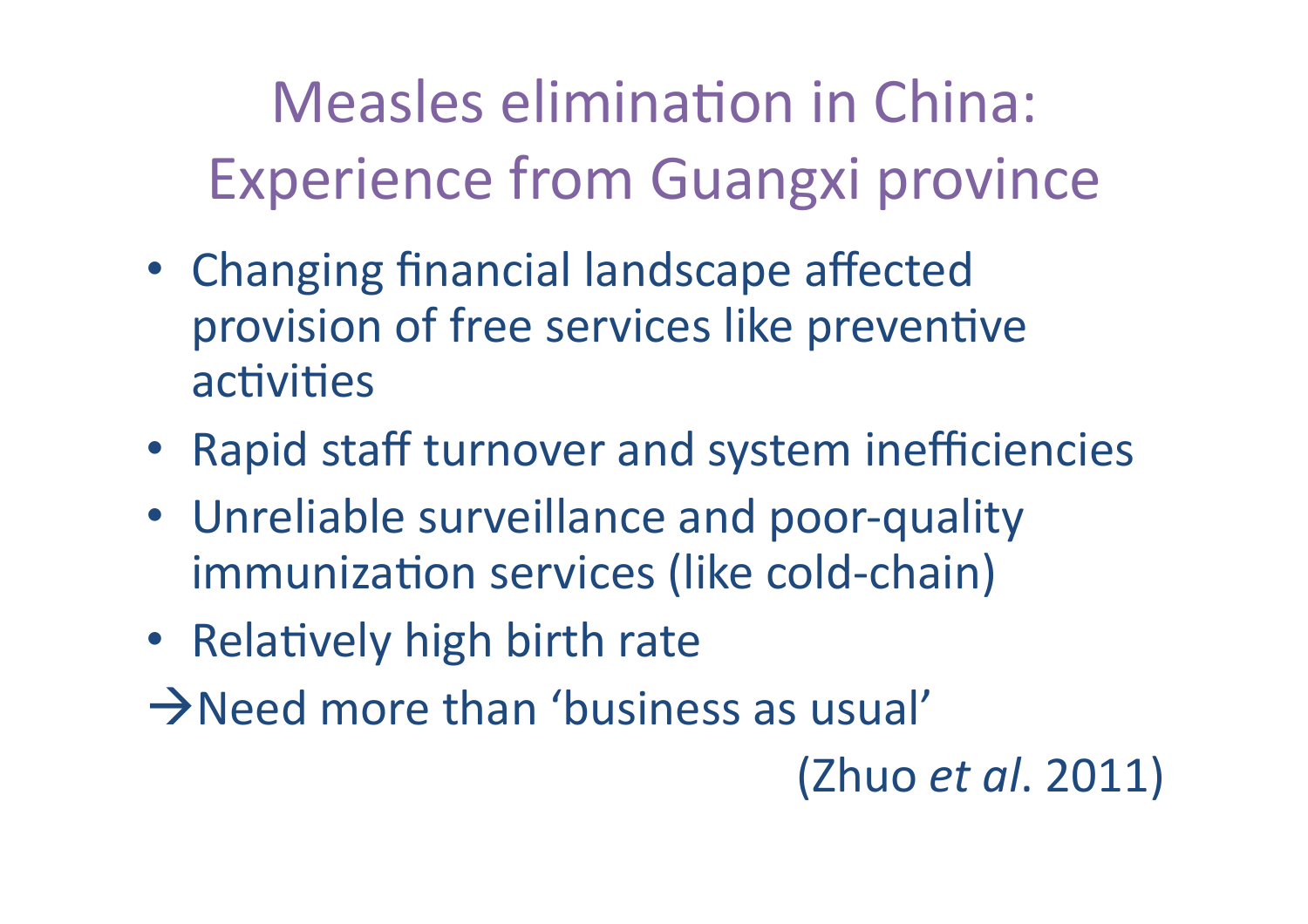# Measles elimination in China: Experience from Guangxi province

- Changing financial landscape affected provision of free services like preventive activities
- Rapid staff turnover and system inefficiencies
- Unreliable surveillance and poor-quality immunization services (like cold-chain)
- Relatively high birth rate

→Need more than 'business as usual'

(Zhuo *et al*. 2011)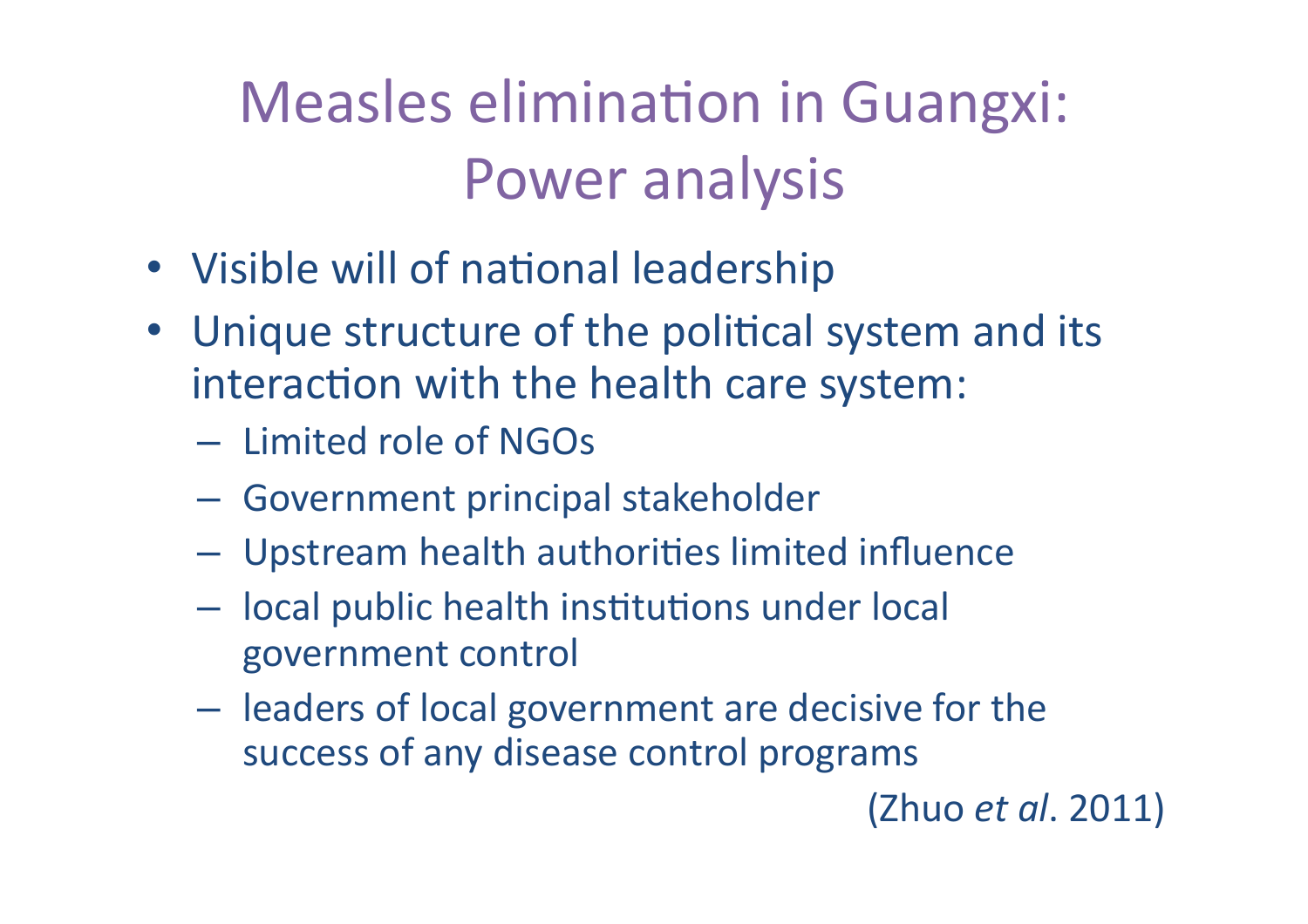# Measles elimination in Guangxi: Power analysis

- Visible will of national leadership
- Unique structure of the political system and its interaction with the health care system:
  - Limited role of NGOs
  - Government principal stakeholder
  - Upstream health authorities limited influence
  - local public health institutions under local government control
  - leaders of local government are decisive for the success of any disease control programs

(Zhuo *et al*. 2011)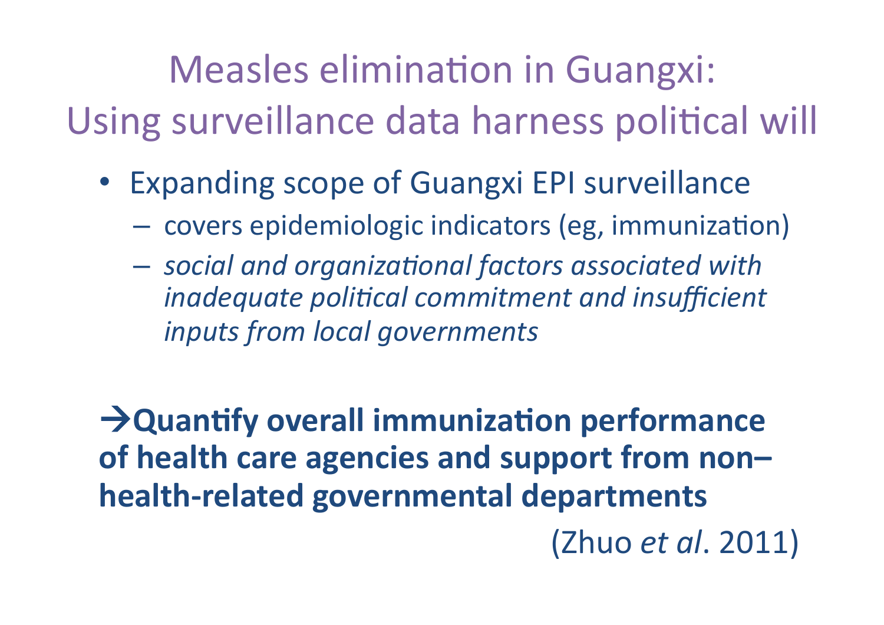# Measles elimination in Guangxi: Using surveillance data harness political will

- Expanding scope of Guangxi EPI surveillance
  - covers epidemiologic indicators (eg, immunization)
  - *social and organizational factors associated with inadequate political commitment and insufficient inputs from local governments*

**→Quantify overall immunization performance of health care agencies and support from non–health-related governmental departments**

(Zhuo *et al*. 2011)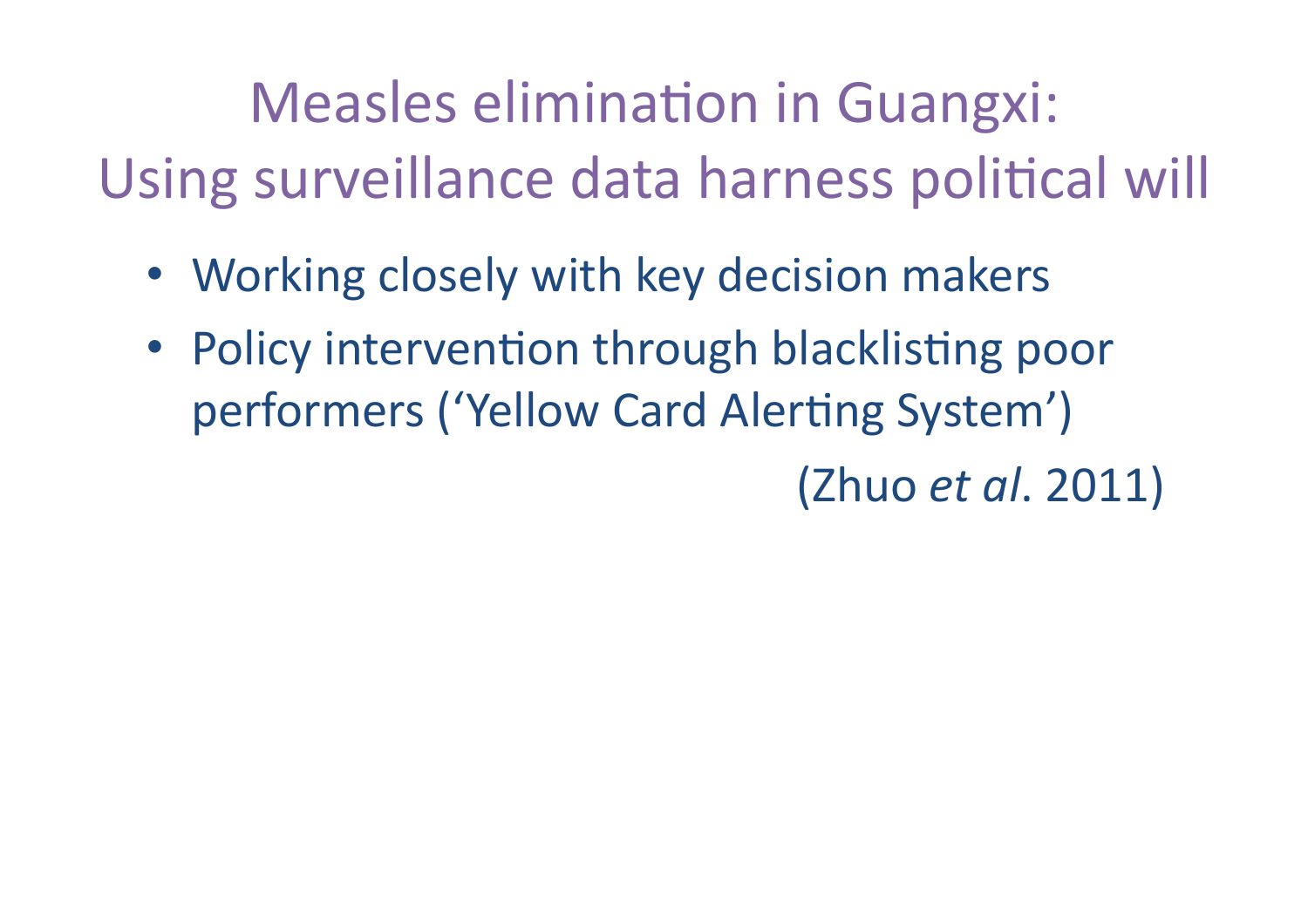# Measles elimination in Guangxi: Using surveillance data harness political will

- Working closely with key decision makers
- Policy intervention through blacklisting poor performers (‘Yellow Card Alerting System’)

(Zhuo *et al*. 2011)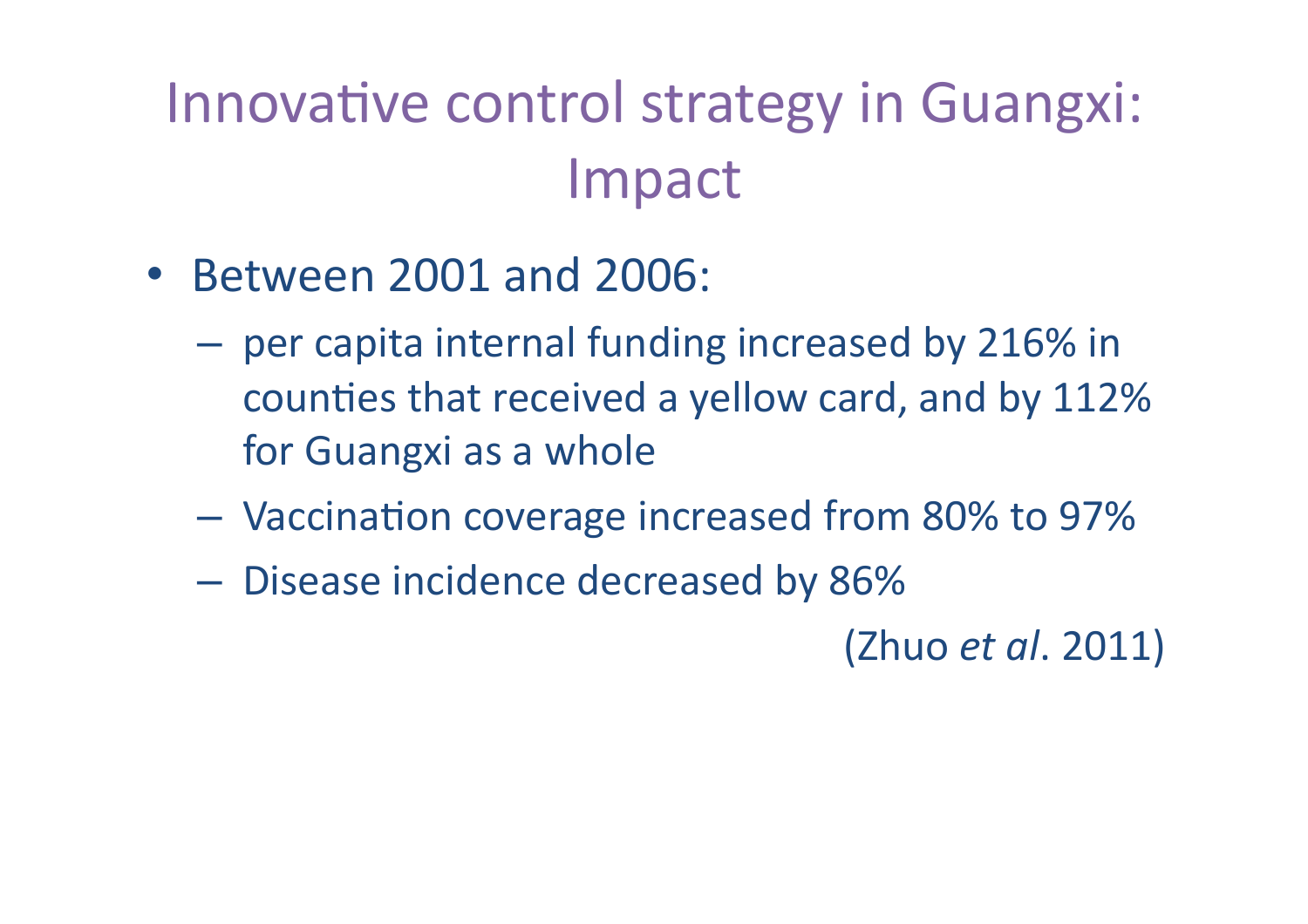# Innovative control strategy in Guangxi: Impact

- Between 2001 and 2006:
  - per capita internal funding increased by 216% in counties that received a yellow card, and by 112% for Guangxi as a whole
  - Vaccination coverage increased from 80% to 97%
  - Disease incidence decreased by 86%

(Zhuo *et al*. 2011)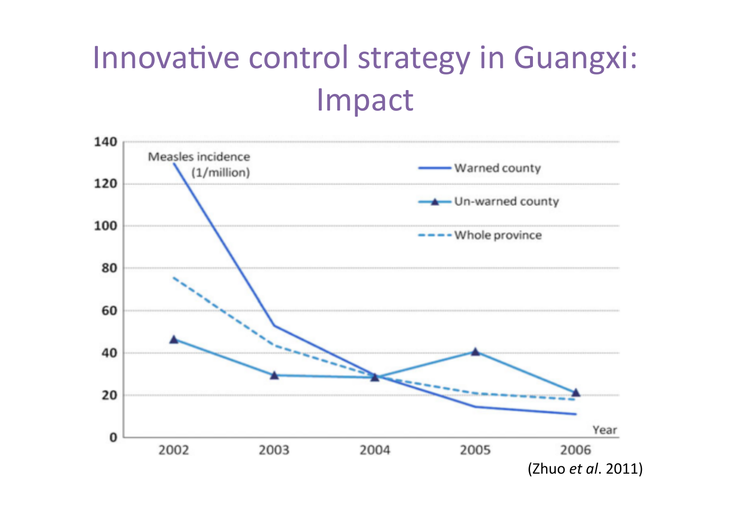# Innovative control strategy in Guangxi: Impact

Measles incidence (1/million)

- Warned county
- Un-warned county
- Whole province

Year: 2002, 2003, 2004, 2005, 2006

(Zhuo *et al*. 2011)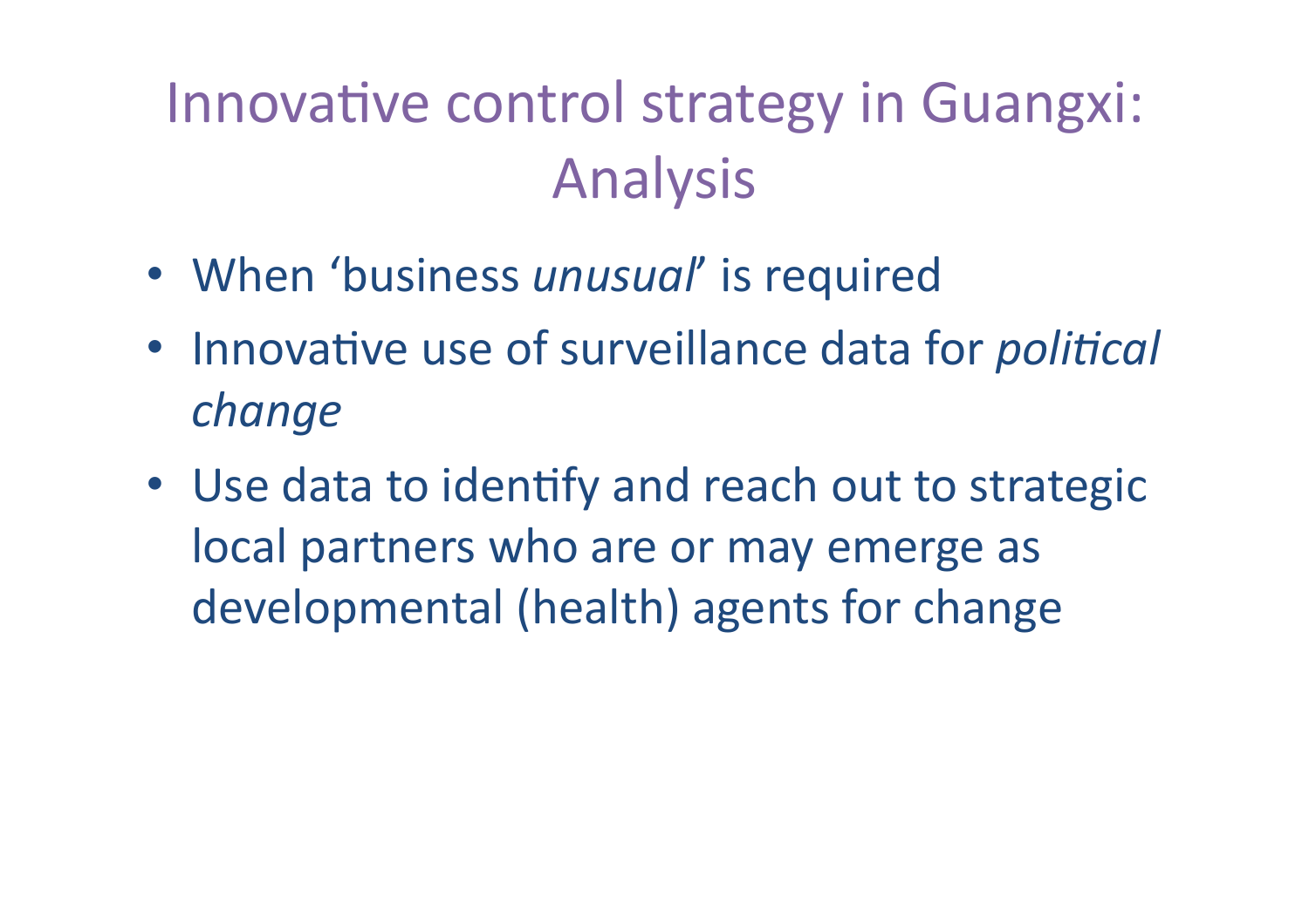# Innovative control strategy in Guangxi: Analysis

- When 'business *unusual*' is required
- Innovative use of surveillance data for *political change*
- Use data to identify and reach out to strategic local partners who are or may emerge as developmental (health) agents for change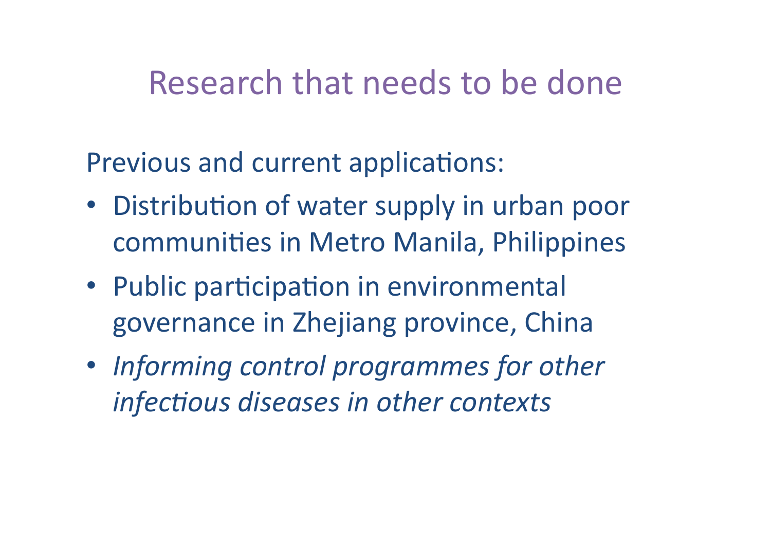# Research that needs to be done

Previous and current applications:

- Distribution of water supply in urban poor communities in Metro Manila, Philippines
- Public participation in environmental governance in Zhejiang province, China
- *Informing control programmes for other infectious diseases in other contexts*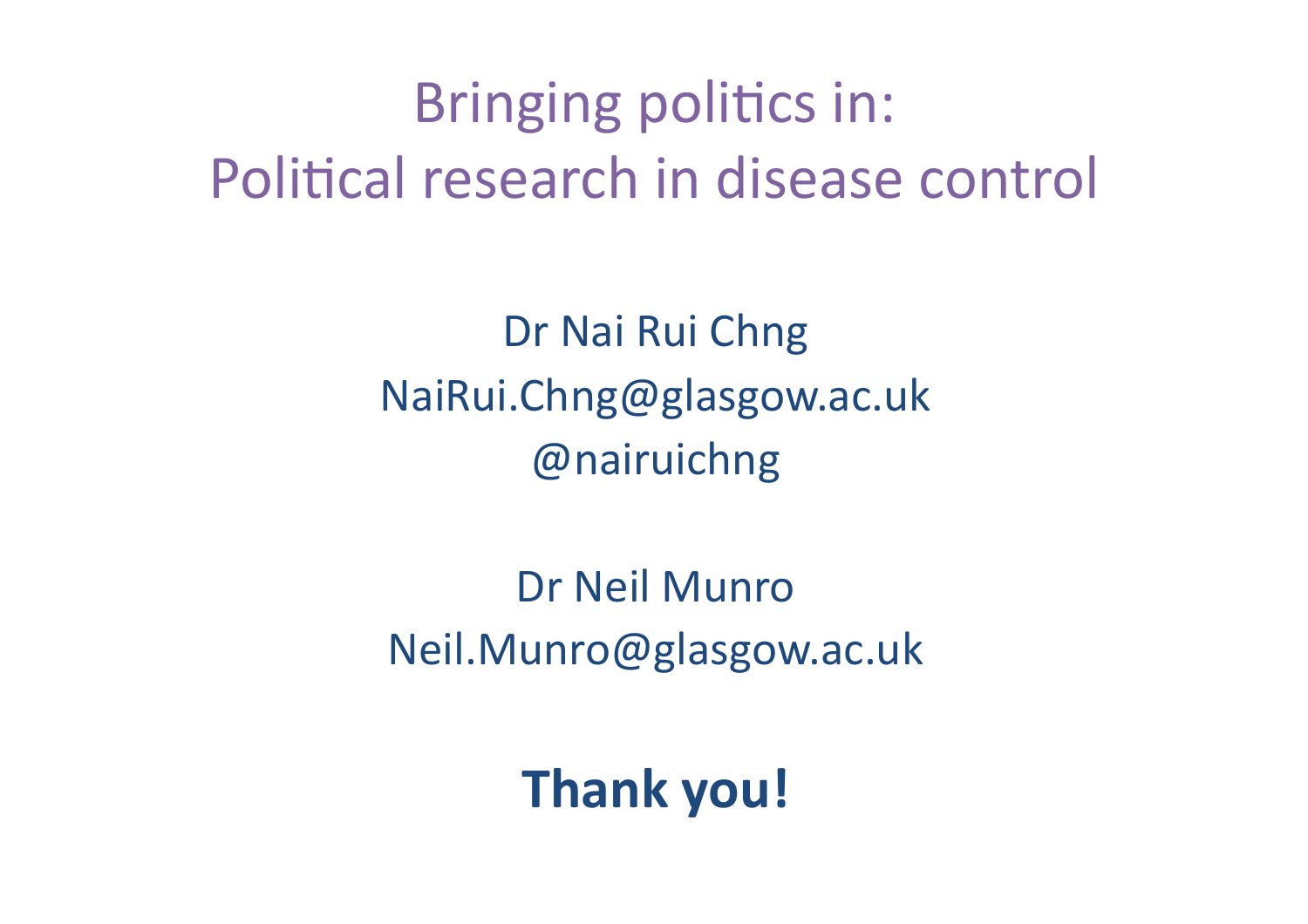# Bringing politics in:
# Political research in disease control

Dr Nai Rui Chng

NaiRui.Chng@glasgow.ac.uk

@nairuichng

Dr Neil Munro

Neil.Munro@glasgow.ac.uk

**Thank you!**